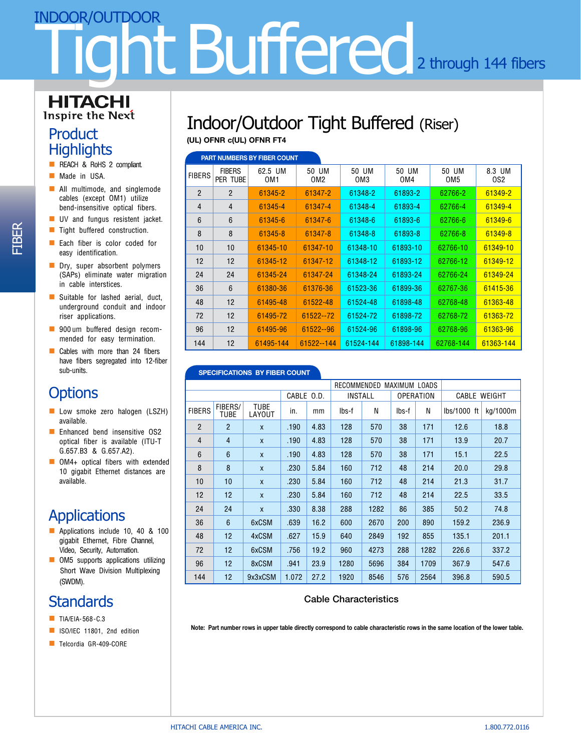# INDOOR/OUTDOOR Tight Buffered

2 through 144 fibers

HITACHI
Inspire the Next

FIBER

## Product Highlights

- REACH & RoHS 2 compliant.
- Made in USA.
- All multimode, and singlemode cables (except OM1) utilize bend-insensitive optical fibers.
- UV and fungus resistent jacket.
- Tight buffered construction.
- Each fiber is color coded for easy identification.
- Dry, super absorbent polymers (SAPs) eliminate water migration in cable interstices.
- Suitable for lashed aerial, duct, underground conduit and indoor riser applications.
- 900 um buffered design recommended for easy termination.
- Cables with more than 24 fibers have fibers segregated into 12-fiber sub-units.

## Options

- Low smoke zero halogen (LSZH) available.
- Enhanced bend insensitive OS2 optical fiber is available (ITU-T G.657.B3 & G.657.A2).
- OM4+ optical fibers with extended 10 gigabit Ethernet distances are available.

## Applications

- Applications include 10, 40 & 100 gigabit Ethernet, Fibre Channel, Video, Security, Automation.
- OM5 supports applications utilizing Short Wave Division Multiplexing (SWDM).

## Standards

- TIA/EIA-568-C.3
- ISO/IEC 11801, 2nd edition
- Telcordia GR-409-CORE

# Indoor/Outdoor Tight Buffered (Riser)

**(UL) OFNR c(UL) OFNR FT4**

**PART NUMBERS BY FIBER COUNT**

| FIBERS | FIBERS PER TUBE | 62.5 UM OM1 | 50 UM OM2 | 50 UM OM3 | 50 UM OM4 | 50 UM OM5 | 8.3 UM OS2 |
|---|---|---|---|---|---|---|---|
| 2 | 2 | 61345-2 | 61347-2 | 61348-2 | 61893-2 | 62766-2 | 61349-2 |
| 4 | 4 | 61345-4 | 61347-4 | 61348-4 | 61893-4 | 62766-4 | 61349-4 |
| 6 | 6 | 61345-6 | 61347-6 | 61348-6 | 61893-6 | 62766-6 | 61349-6 |
| 8 | 8 | 61345-8 | 61347-8 | 61348-8 | 61893-8 | 62766-8 | 61349-8 |
| 10 | 10 | 61345-10 | 61347-10 | 61348-10 | 61893-10 | 62766-10 | 61349-10 |
| 12 | 12 | 61345-12 | 61347-12 | 61348-12 | 61893-12 | 62766-12 | 61349-12 |
| 24 | 24 | 61345-24 | 61347-24 | 61348-24 | 61893-24 | 62766-24 | 61349-24 |
| 36 | 6 | 61380-36 | 61376-36 | 61523-36 | 61899-36 | 62767-36 | 61415-36 |
| 48 | 12 | 61495-48 | 61522-48 | 61524-48 | 61898-48 | 62768-48 | 61363-48 |
| 72 | 12 | 61495-72 | 61522--72 | 61524-72 | 61898-72 | 62768-72 | 61363-72 |
| 96 | 12 | 61495-96 | 61522--96 | 61524-96 | 61898-96 | 62768-96 | 61363-96 |
| 144 | 12 | 61495-144 | 61522--144 | 61524-144 | 61898-144 | 62768-144 | 61363-144 |

**SPECIFICATIONS BY FIBER COUNT**

| | | | | | RECOMMENDED MAXIMUM LOADS | | | | | |
|---|---|---|---|---|---|---|---|---|---|---|
| | | | CABLE O.D. | | INSTALL | | OPERATION | | CABLE WEIGHT | |
| FIBERS | FIBERS/ TUBE | TUBE LAYOUT | in. | mm | lbs-f | N | lbs-f | N | lbs/1000 ft | kg/1000m |
| 2 | 2 | x | .190 | 4.83 | 128 | 570 | 38 | 171 | 12.6 | 18.8 |
| 4 | 4 | x | .190 | 4.83 | 128 | 570 | 38 | 171 | 13.9 | 20.7 |
| 6 | 6 | x | .190 | 4.83 | 128 | 570 | 38 | 171 | 15.1 | 22.5 |
| 8 | 8 | x | .230 | 5.84 | 160 | 712 | 48 | 214 | 20.0 | 29.8 |
| 10 | 10 | x | .230 | 5.84 | 160 | 712 | 48 | 214 | 21.3 | 31.7 |
| 12 | 12 | x | .230 | 5.84 | 160 | 712 | 48 | 214 | 22.5 | 33.5 |
| 24 | 24 | x | .330 | 8.38 | 288 | 1282 | 86 | 385 | 50.2 | 74.8 |
| 36 | 6 | 6xCSM | .639 | 16.2 | 600 | 2670 | 200 | 890 | 159.2 | 236.9 |
| 48 | 12 | 4xCSM | .627 | 15.9 | 640 | 2849 | 192 | 855 | 135.1 | 201.1 |
| 72 | 12 | 6xCSM | .756 | 19.2 | 960 | 4273 | 288 | 1282 | 226.6 | 337.2 |
| 96 | 12 | 8xCSM | .941 | 23.9 | 1280 | 5696 | 384 | 1709 | 367.9 | 547.6 |
| 144 | 12 | 9x3xCSM | 1.072 | 27.2 | 1920 | 8546 | 576 | 2564 | 396.8 | 590.5 |

Cable Characteristics

**Note: Part number rows in upper table directly correspond to cable characteristic rows in the same location of the lower table.**

HITACHI CABLE AMERICA INC. 1.800.772.0116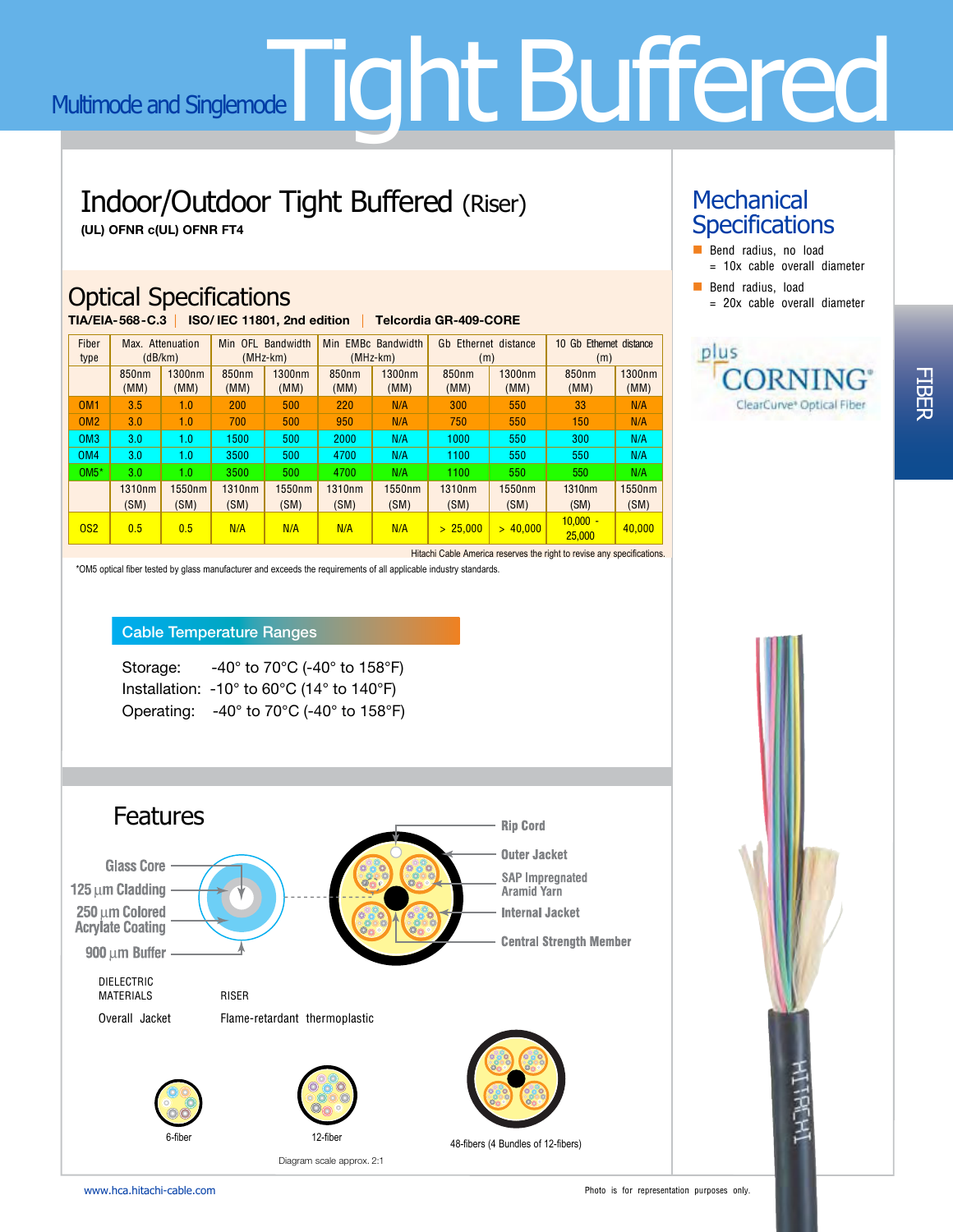# Multimode and Singlemode Tight Buffered

## Indoor/Outdoor Tight Buffered (Riser)

**(UL) OFNR c(UL) OFNR FT4**

## Optical Specifications

**TIA/EIA-568-C.3 | ISO/ IEC 11801, 2nd edition | Telcordia GR-409-CORE**

| Fiber type | Max. Attenuation (dB/km) | | Min OFL Bandwidth (MHz-km) | | Min EMBc Bandwidth (MHz-km) | | Gb Ethernet distance (m) | | 10 Gb Ethernet distance (m) | |
|---|---|---|---|---|---|---|---|---|---|---|
| | 850nm (MM) | 1300nm (MM) | 850nm (MM) | 1300nm (MM) | 850nm (MM) | 1300nm (MM) | 850nm (MM) | 1300nm (MM) | 850nm (MM) | 1300nm (MM) |
| OM1 | 3.5 | 1.0 | 200 | 500 | 220 | N/A | 300 | 550 | 33 | N/A |
| OM2 | 3.0 | 1.0 | 700 | 500 | 950 | N/A | 750 | 550 | 150 | N/A |
| OM3 | 3.0 | 1.0 | 1500 | 500 | 2000 | N/A | 1000 | 550 | 300 | N/A |
| OM4 | 3.0 | 1.0 | 3500 | 500 | 4700 | N/A | 1100 | 550 | 550 | N/A |
| OM5* | 3.0 | 1.0 | 3500 | 500 | 4700 | N/A | 1100 | 550 | 550 | N/A |
| | 1310nm (SM) | 1550nm (SM) | 1310nm (SM) | 1550nm (SM) | 1310nm (SM) | 1550nm (SM) | 1310nm (SM) | 1550nm (SM) | 1310nm (SM) | 1550nm (SM) |
| OS2 | 0.5 | 0.5 | N/A | N/A | N/A | N/A | > 25,000 | > 40,000 | 10,000 - 25,000 | 40,000 |

Hitachi Cable America reserves the right to revise any specifications.

*OM5 optical fiber tested by glass manufacturer and exceeds the requirements of all applicable industry standards.

### Cable Temperature Ranges

Storage: -40° to 70°C (-40° to 158°F)
Installation: -10° to 60°C (14° to 140°F)
Operating: -40° to 70°C (-40° to 158°F)

## Features

Glass Core
125 µm Cladding
250 µm Colored Acrylate Coating
900 µm Buffer

Rip Cord
Outer Jacket
SAP Impregnated Aramid Yarn
Internal Jacket
Central Strength Member

| DIELECTRIC MATERIALS | RISER |
|---|---|
| Overall Jacket | Flame-retardant thermoplastic |

6-fiber

12-fiber

48-fibers (4 Bundles of 12-fibers)

Diagram scale approx. 2:1

## Mechanical Specifications

- Bend radius, no load = 10x cable overall diameter
- Bend radius, load = 20x cable overall diameter

plus CORNING ClearCurve® Optical Fiber

FIBER

www.hca.hitachi-cable.com

Photo is for representation purposes only.